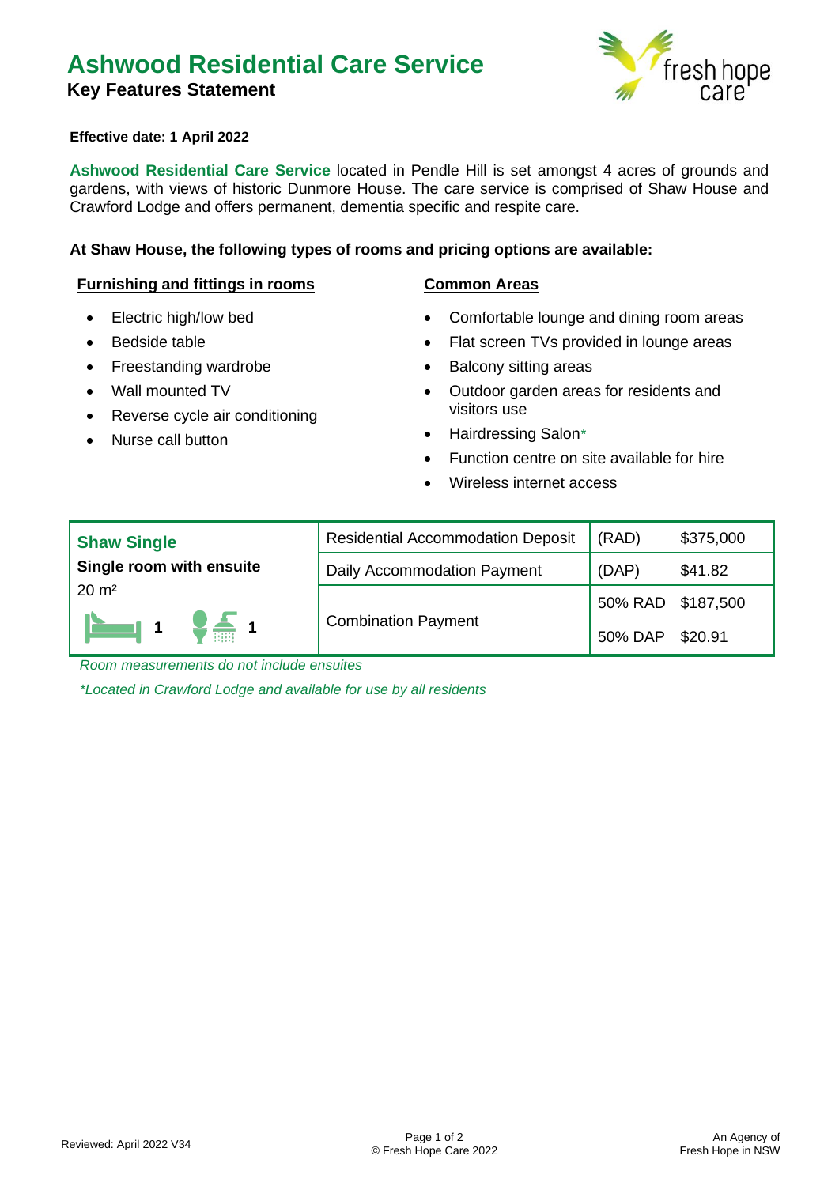# Ashwood Residential Care Service

## Key Features Statement

**Effective date: 1 April 2022**

**Ashwood Residential Care Service** located in Pendle Hill is set amongst 4 acres of grounds and gardens, with views of historic Dunmore House. The care service is comprised of Shaw House and Crawford Lodge and offers permanent, dementia specific and respite care.

**At Shaw House, the following types of rooms and pricing options are available:**

**Furnishing and fittings in rooms**

- Electric high/low bed
- Bedside table
- Freestanding wardrobe
- Wall mounted TV
- Reverse cycle air conditioning
- Nurse call button

**Common Areas**

- Comfortable lounge and dining room areas
- Flat screen TVs provided in lounge areas
- Balcony sitting areas
- Outdoor garden areas for residents and visitors use
- Hairdressing Salon*
- Function centre on site available for hire
- Wireless internet access

| | | | |
|---|---|---|---|
| **Shaw Single**<br>**Single room with ensuite**<br>20 m²<br>1 bed, 1 ensuite | Residential Accommodation Deposit | (RAD) | $375,000 |
| | Daily Accommodation Payment | (DAP) | $41.82 |
| | Combination Payment | 50% RAD | $187,500 |
| | | 50% DAP | $20.91 |

*Room measurements do not include ensuites*

*\*Located in Crawford Lodge and available for use by all residents*

Reviewed: April 2022 V34

© Fresh Hope Care 2022

An Agency of Fresh Hope in NSW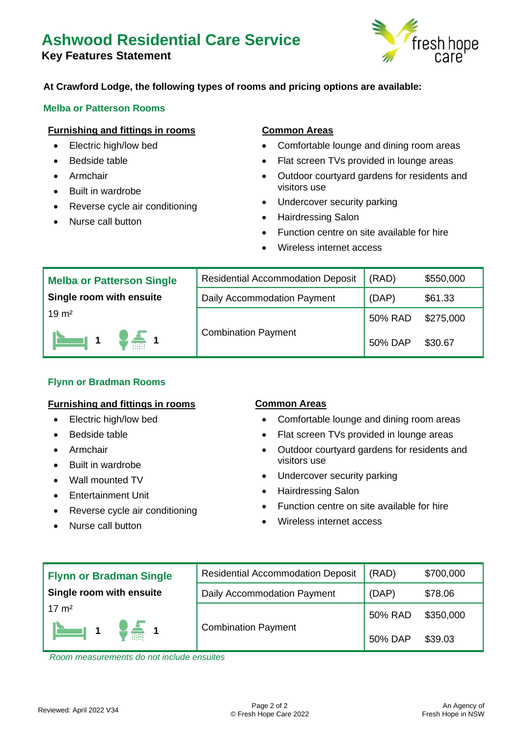# Ashwood Residential Care Service

**Key Features Statement**

**At Crawford Lodge, the following types of rooms and pricing options are available:**

## Melba or Patterson Rooms

**Furnishing and fittings in rooms**

- Electric high/low bed
- Bedside table
- Armchair
- Built in wardrobe
- Reverse cycle air conditioning
- Nurse call button

**Common Areas**

- Comfortable lounge and dining room areas
- Flat screen TVs provided in lounge areas
- Outdoor courtyard gardens for residents and visitors use
- Undercover security parking
- Hairdressing Salon
- Function centre on site available for hire
- Wireless internet access

| | | | |
|---|---|---|---|
| **Melba or Patterson Single** | Residential Accommodation Deposit | (RAD) | $550,000 |
| **Single room with ensuite** | Daily Accommodation Payment | (DAP) | $61.33 |
| 19 m² | Combination Payment | 50% RAD | $275,000 |
| Bed: 1, Toilet/Shower: 1 | | 50% DAP | $30.67 |

## Flynn or Bradman Rooms

**Furnishing and fittings in rooms**

- Electric high/low bed
- Bedside table
- Armchair
- Built in wardrobe
- Wall mounted TV
- Entertainment Unit
- Reverse cycle air conditioning
- Nurse call button

**Common Areas**

- Comfortable lounge and dining room areas
- Flat screen TVs provided in lounge areas
- Outdoor courtyard gardens for residents and visitors use
- Undercover security parking
- Hairdressing Salon
- Function centre on site available for hire
- Wireless internet access

| | | | |
|---|---|---|---|
| **Flynn or Bradman Single** | Residential Accommodation Deposit | (RAD) | $700,000 |
| **Single room with ensuite** | Daily Accommodation Payment | (DAP) | $78.06 |
| 17 m² | Combination Payment | 50% RAD | $350,000 |
| Bed: 1, Toilet/Shower: 1 | | 50% DAP | $39.03 |

*Room measurements do not include ensuites*

Reviewed: April 2022 V34

© Fresh Hope Care 2022

An Agency of Fresh Hope in NSW